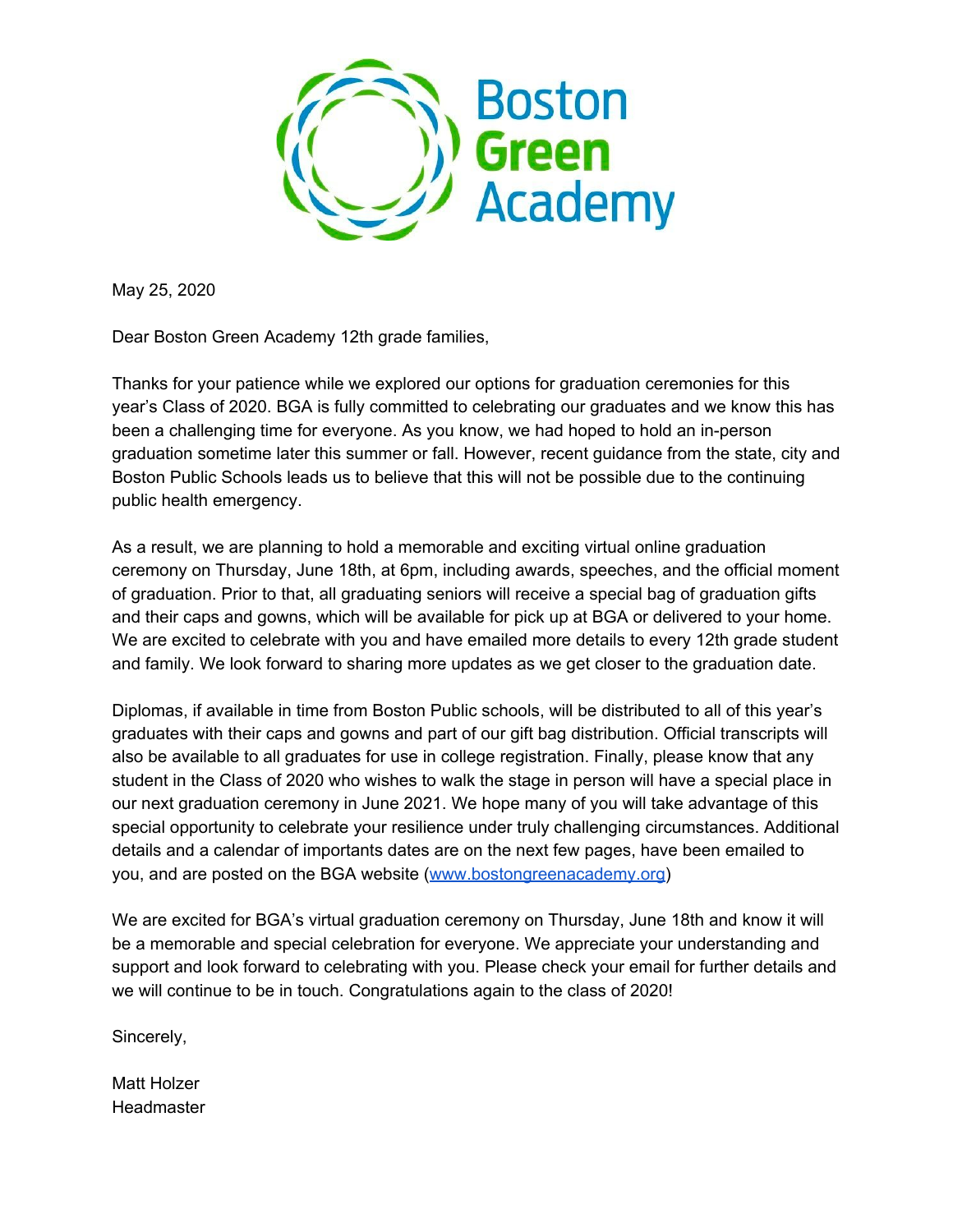Boston Green Academy

May 25, 2020

Dear Boston Green Academy 12th grade families,

Thanks for your patience while we explored our options for graduation ceremonies for this year's Class of 2020. BGA is fully committed to celebrating our graduates and we know this has been a challenging time for everyone. As you know, we had hoped to hold an in-person graduation sometime later this summer or fall. However, recent guidance from the state, city and Boston Public Schools leads us to believe that this will not be possible due to the continuing public health emergency.

As a result, we are planning to hold a memorable and exciting virtual online graduation ceremony on Thursday, June 18th, at 6pm, including awards, speeches, and the official moment of graduation. Prior to that, all graduating seniors will receive a special bag of graduation gifts and their caps and gowns, which will be available for pick up at BGA or delivered to your home. We are excited to celebrate with you and have emailed more details to every 12th grade student and family. We look forward to sharing more updates as we get closer to the graduation date.

Diplomas, if available in time from Boston Public schools, will be distributed to all of this year's graduates with their caps and gowns and part of our gift bag distribution. Official transcripts will also be available to all graduates for use in college registration. Finally, please know that any student in the Class of 2020 who wishes to walk the stage in person will have a special place in our next graduation ceremony in June 2021. We hope many of you will take advantage of this special opportunity to celebrate your resilience under truly challenging circumstances. Additional details and a calendar of importants dates are on the next few pages, have been emailed to you, and are posted on the BGA website ([www.bostongreenacademy.org](http://www.bostongreenacademy.org))

We are excited for BGA's virtual graduation ceremony on Thursday, June 18th and know it will be a memorable and special celebration for everyone. We appreciate your understanding and support and look forward to celebrating with you. Please check your email for further details and we will continue to be in touch. Congratulations again to the class of 2020!

Sincerely,

Matt Holzer
Headmaster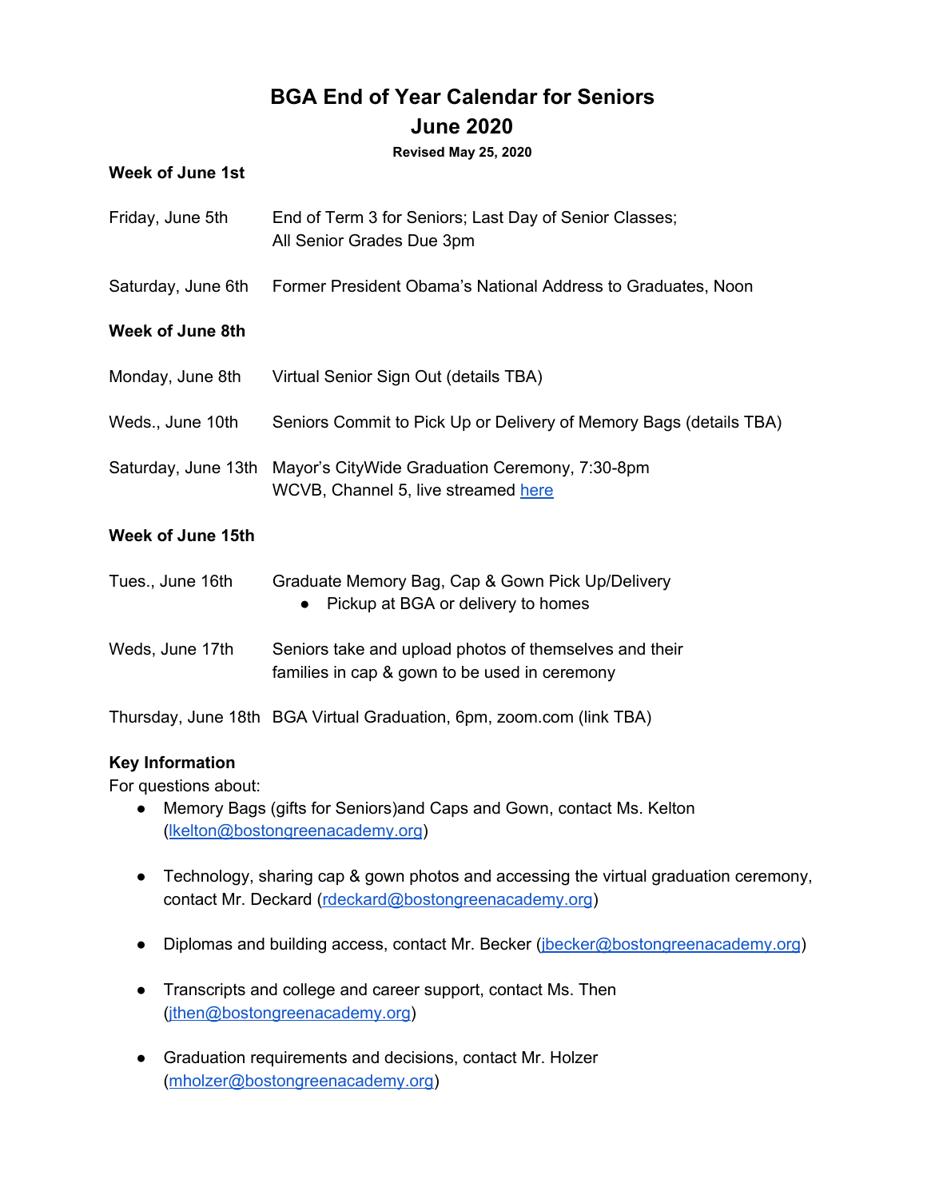# BGA End of Year Calendar for Seniors
# June 2020

**Revised May 25, 2020**

**Week of June 1st**

| | |
|---|---|
| Friday, June 5th | End of Term 3 for Seniors; Last Day of Senior Classes; All Senior Grades Due 3pm |
| Saturday, June 6th | Former President Obama's National Address to Graduates, Noon |

**Week of June 8th**

| | |
|---|---|
| Monday, June 8th | Virtual Senior Sign Out (details TBA) |
| Weds., June 10th | Seniors Commit to Pick Up or Delivery of Memory Bags (details TBA) |
| Saturday, June 13th | Mayor's CityWide Graduation Ceremony, 7:30-8pm WCVB, Channel 5, live streamed [here] |

**Week of June 15th**

| | |
|---|---|
| Tues., June 16th | Graduate Memory Bag, Cap & Gown Pick Up/Delivery<br>● Pickup at BGA or delivery to homes |
| Weds, June 17th | Seniors take and upload photos of themselves and their families in cap & gown to be used in ceremony |
| Thursday, June 18th | BGA Virtual Graduation, 6pm, zoom.com (link TBA) |

**Key Information**

For questions about:

- Memory Bags (gifts for Seniors)and Caps and Gown, contact Ms. Kelton (lkelton@bostongreenacademy.org)
- Technology, sharing cap & gown photos and accessing the virtual graduation ceremony, contact Mr. Deckard (rdeckard@bostongreenacademy.org)
- Diplomas and building access, contact Mr. Becker (jbecker@bostongreenacademy.org)
- Transcripts and college and career support, contact Ms. Then (jthen@bostongreenacademy.org)
- Graduation requirements and decisions, contact Mr. Holzer (mholzer@bostongreenacademy.org)